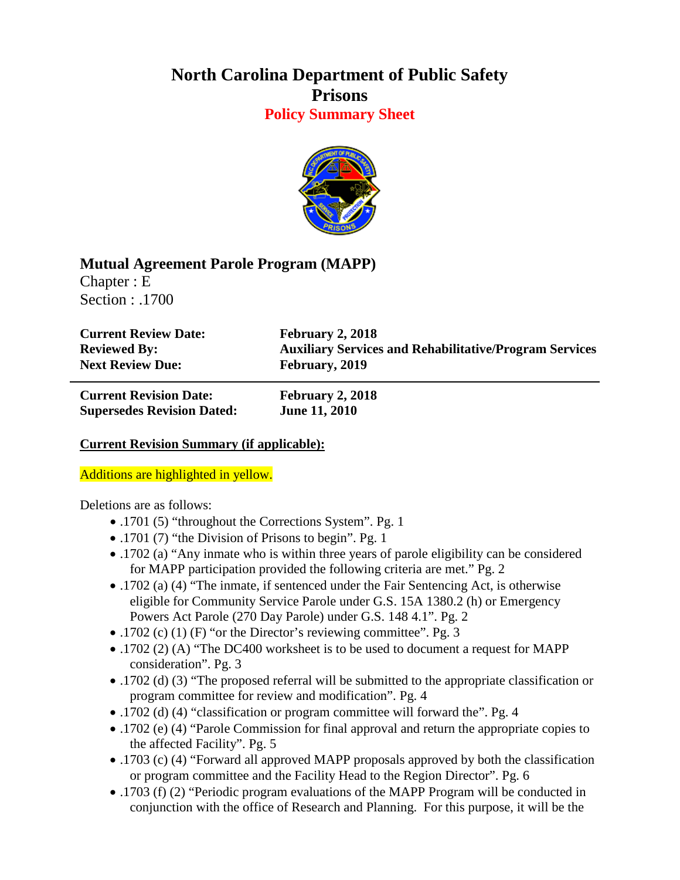# North Carolina Department of Public Safety
# Prisons
## Policy Summary Sheet

**Mutual Agreement Parole Program (MAPP)**
Chapter : E
Section : .1700

| | |
|---|---|
| **Current Review Date:** | **February 2, 2018** |
| **Reviewed By:** | **Auxiliary Services and Rehabilitative/Program Services** |
| **Next Review Due:** | **February, 2019** |

| | |
|---|---|
| **Current Revision Date:** | **February 2, 2018** |
| **Supersedes Revision Dated:** | **June 11, 2010** |

**Current Revision Summary (if applicable):**

Additions are highlighted in yellow.

Deletions are as follows:

- .1701 (5) "throughout the Corrections System". Pg. 1
- .1701 (7) "the Division of Prisons to begin". Pg. 1
- .1702 (a) "Any inmate who is within three years of parole eligibility can be considered for MAPP participation provided the following criteria are met." Pg. 2
- .1702 (a) (4) "The inmate, if sentenced under the Fair Sentencing Act, is otherwise eligible for Community Service Parole under G.S. 15A 1380.2 (h) or Emergency Powers Act Parole (270 Day Parole) under G.S. 148 4.1". Pg. 2
- .1702 (c) (1) (F) "or the Director's reviewing committee". Pg. 3
- .1702 (2) (A) "The DC400 worksheet is to be used to document a request for MAPP consideration". Pg. 3
- .1702 (d) (3) "The proposed referral will be submitted to the appropriate classification or program committee for review and modification". Pg. 4
- .1702 (d) (4) "classification or program committee will forward the". Pg. 4
- .1702 (e) (4) "Parole Commission for final approval and return the appropriate copies to the affected Facility". Pg. 5
- .1703 (c) (4) "Forward all approved MAPP proposals approved by both the classification or program committee and the Facility Head to the Region Director". Pg. 6
- .1703 (f) (2) "Periodic program evaluations of the MAPP Program will be conducted in conjunction with the office of Research and Planning. For this purpose, it will be the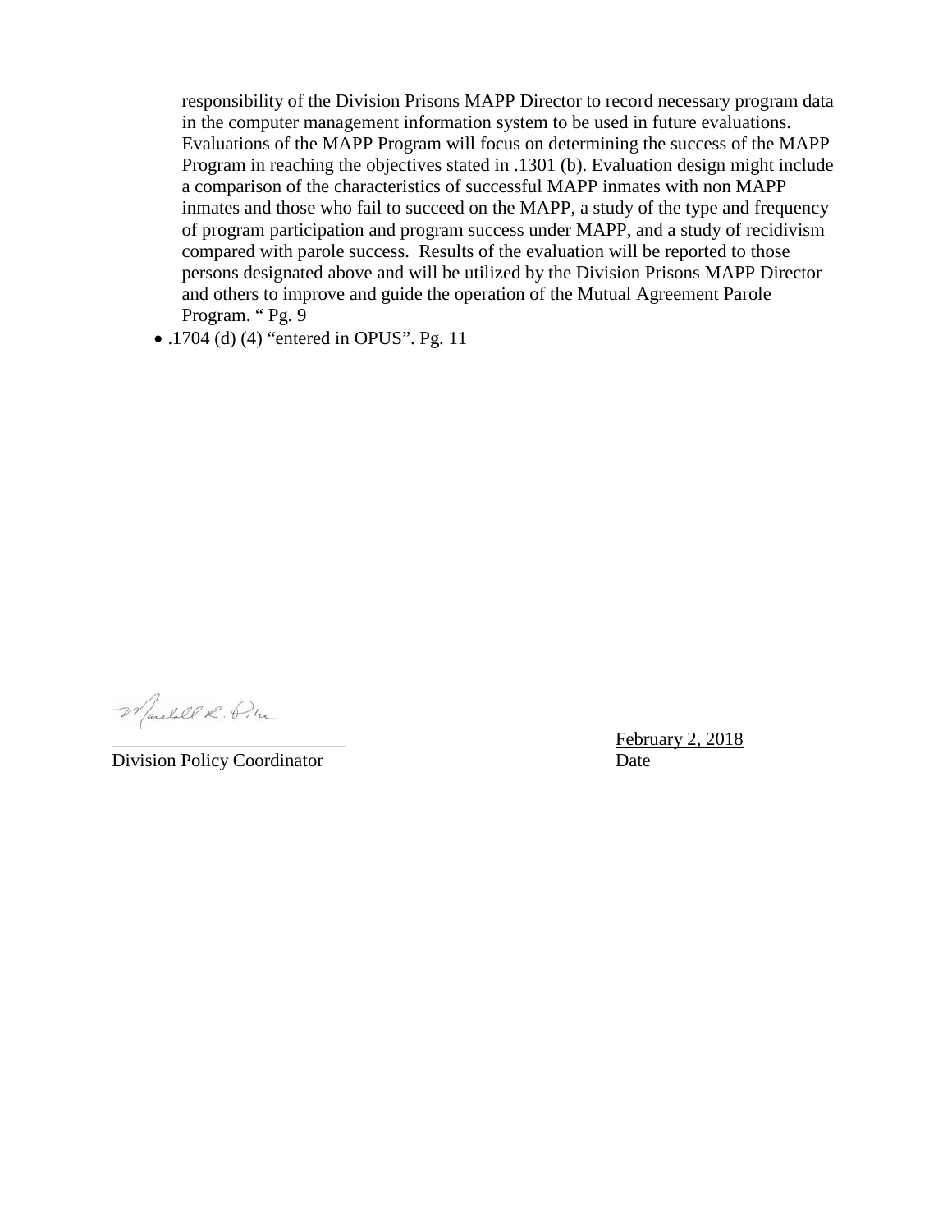responsibility of the Division Prisons MAPP Director to record necessary program data in the computer management information system to be used in future evaluations. Evaluations of the MAPP Program will focus on determining the success of the MAPP Program in reaching the objectives stated in .1301 (b). Evaluation design might include a comparison of the characteristics of successful MAPP inmates with non MAPP inmates and those who fail to succeed on the MAPP, a study of the type and frequency of program participation and program success under MAPP, and a study of recidivism compared with parole success. Results of the evaluation will be reported to those persons designated above and will be utilized by the Division Prisons MAPP Director and others to improve and guide the operation of the Mutual Agreement Parole Program. " Pg. 9

- .1704 (d) (4) "entered in OPUS". Pg. 11

Marshall R. Pike
_________________________
Division Policy Coordinator

February 2, 2018
Date